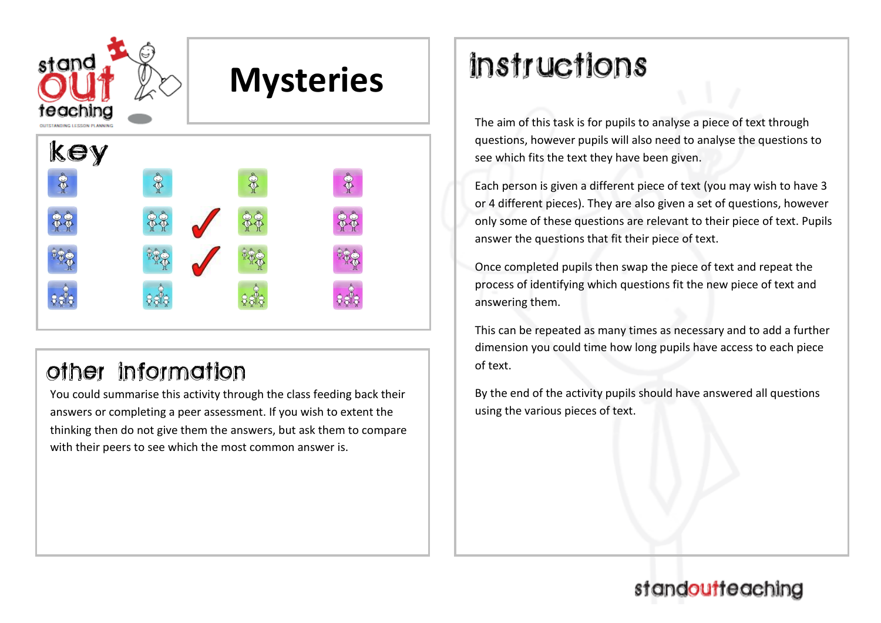# Mysteries

## key

## other information

You could summarise this activity through the class feeding back their answers or completing a peer assessment. If you wish to extent the thinking then do not give them the answers, but ask them to compare with their peers to see which the most common answer is.

## instructions

The aim of this task is for pupils to analyse a piece of text through questions, however pupils will also need to analyse the questions to see which fits the text they have been given.

Each person is given a different piece of text (you may wish to have 3 or 4 different pieces). They are also given a set of questions, however only some of these questions are relevant to their piece of text. Pupils answer the questions that fit their piece of text.

Once completed pupils then swap the piece of text and repeat the process of identifying which questions fit the new piece of text and answering them.

This can be repeated as many times as necessary and to add a further dimension you could time how long pupils have access to each piece of text.

By the end of the activity pupils should have answered all questions using the various pieces of text.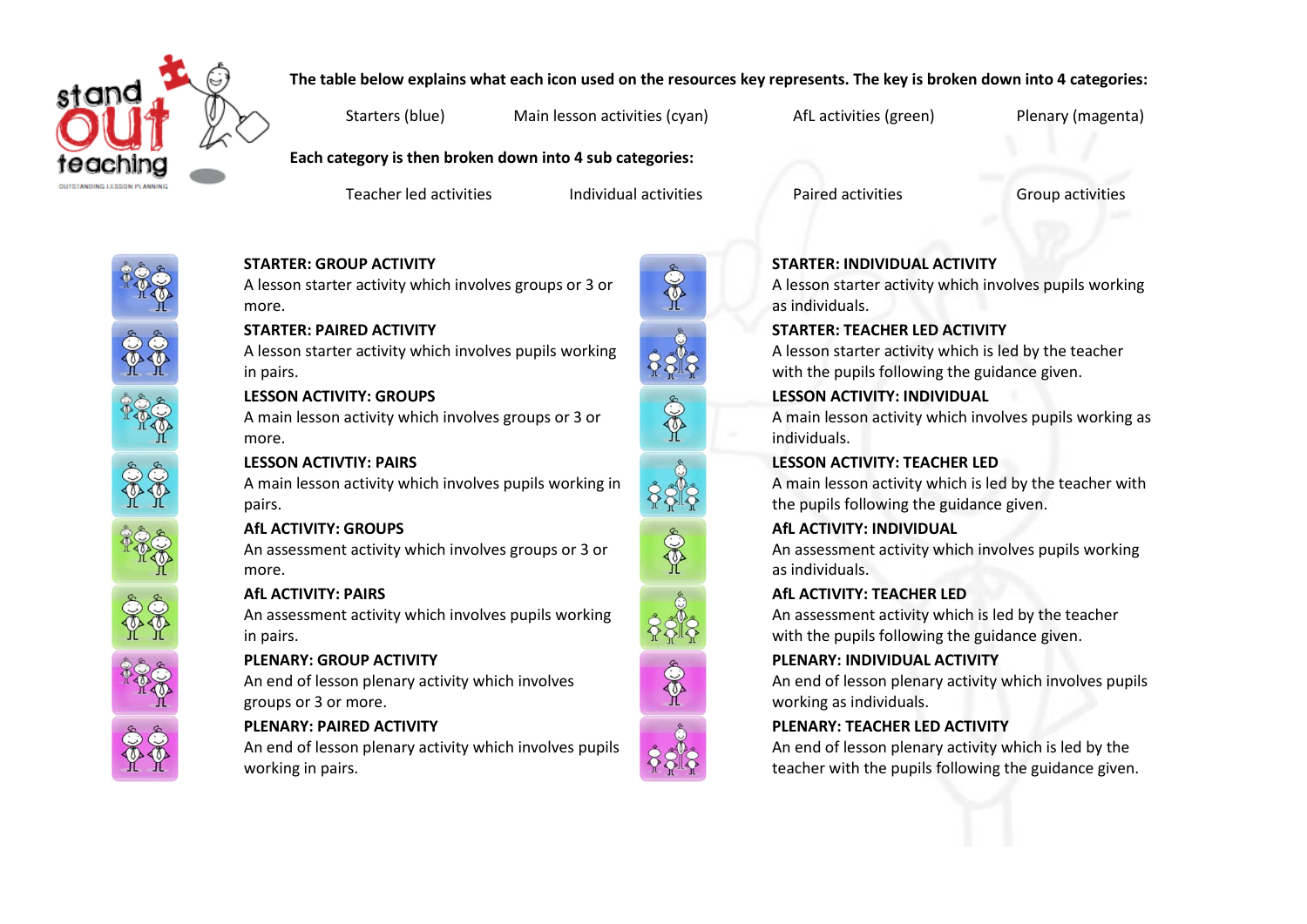The table below explains what each icon used on the resources key represents. The key is broken down into 4 categories:

Starters (blue) | Main lesson activities (cyan) | AfL activities (green) | Plenary (magenta)

Each category is then broken down into 4 sub categories:

Teacher led activities | Individual activities | Paired activities | Group activities

**STARTER: GROUP ACTIVITY**
A lesson starter activity which involves groups or 3 or more.

**STARTER: PAIRED ACTIVITY**
A lesson starter activity which involves pupils working in pairs.

**LESSON ACTIVITY: GROUPS**
A main lesson activity which involves groups or 3 or more.

**LESSON ACTIVTIY: PAIRS**
A main lesson activity which involves pupils working in pairs.

**AfL ACTIVITY: GROUPS**
An assessment activity which involves groups or 3 or more.

**AfL ACTIVITY: PAIRS**
An assessment activity which involves pupils working in pairs.

**PLENARY: GROUP ACTIVITY**
An end of lesson plenary activity which involves groups or 3 or more.

**PLENARY: PAIRED ACTIVITY**
An end of lesson plenary activity which involves pupils working in pairs.

**STARTER: INDIVIDUAL ACTIVITY**
A lesson starter activity which involves pupils working as individuals.

**STARTER: TEACHER LED ACTIVITY**
A lesson starter activity which is led by the teacher with the pupils following the guidance given.

**LESSON ACTIVITY: INDIVIDUAL**
A main lesson activity which involves pupils working as individuals.

**LESSON ACTIVITY: TEACHER LED**
A main lesson activity which is led by the teacher with the pupils following the guidance given.

**AfL ACTIVITY: INDIVIDUAL**
An assessment activity which involves pupils working as individuals.

**AfL ACTIVITY: TEACHER LED**
An assessment activity which is led by the teacher with the pupils following the guidance given.

**PLENARY: INDIVIDUAL ACTIVITY**
An end of lesson plenary activity which involves pupils working as individuals.

**PLENARY: TEACHER LED ACTIVITY**
An end of lesson plenary activity which is led by the teacher with the pupils following the guidance given.